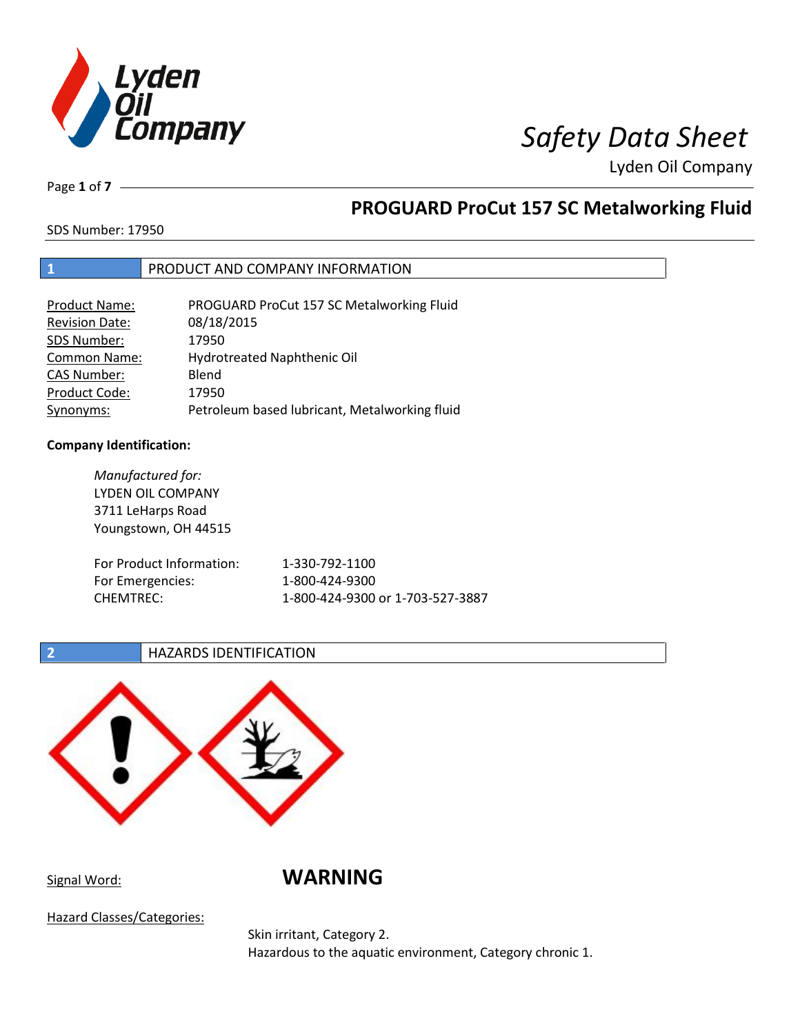# PROGUARD ProCut 157 SC Metalworking Fluid

SDS Number: 17950

## 1 PRODUCT AND COMPANY INFORMATION

| | |
|---|---|
| Product Name: | PROGUARD ProCut 157 SC Metalworking Fluid |
| Revision Date: | 08/18/2015 |
| SDS Number: | 17950 |
| Common Name: | Hydrotreated Naphthenic Oil |
| CAS Number: | Blend |
| Product Code: | 17950 |
| Synonyms: | Petroleum based lubricant, Metalworking fluid |

**Company Identification:**

*Manufactured for:*
LYDEN OIL COMPANY
3711 LeHarps Road
Youngstown, OH 44515

| | |
|---|---|
| For Product Information: | 1-330-792-1100 |
| For Emergencies: | 1-800-424-9300 |
| CHEMTREC: | 1-800-424-9300 or 1-703-527-3887 |

## 2 HAZARDS IDENTIFICATION

Signal Word: **WARNING**

Hazard Classes/Categories:

Skin irritant, Category 2.
Hazardous to the aquatic environment, Category chronic 1.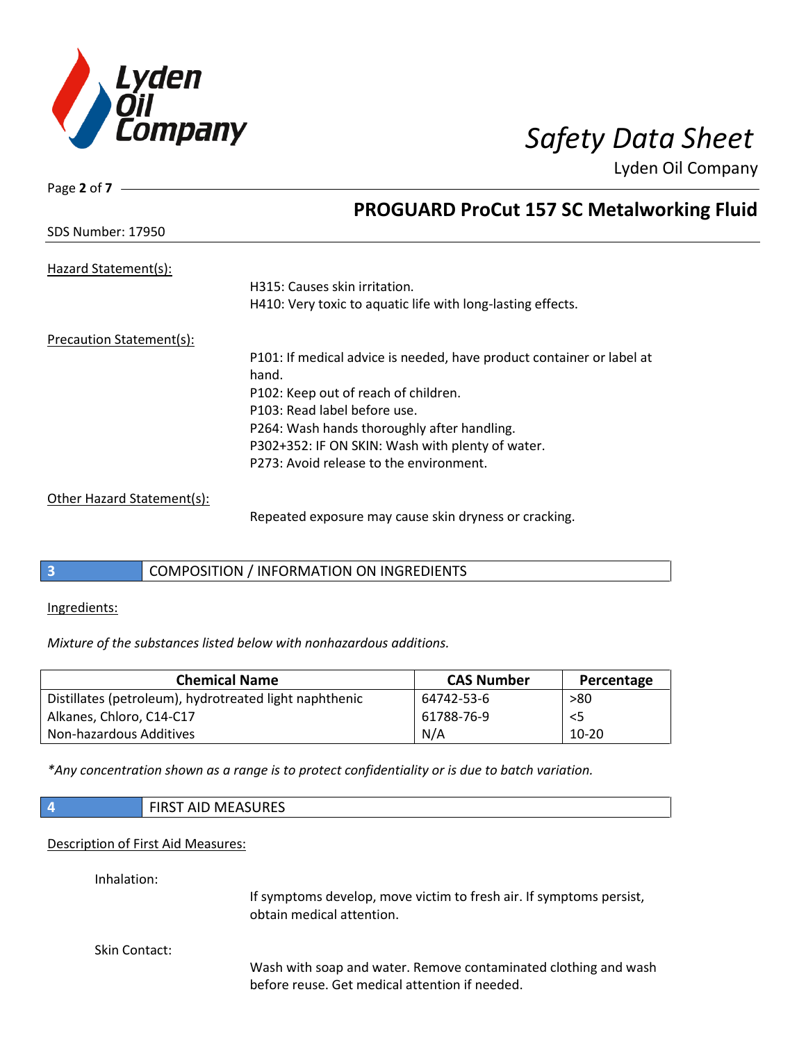Hazard Statement(s):

H315: Causes skin irritation.
H410: Very toxic to aquatic life with long-lasting effects.

Precaution Statement(s):

P101: If medical advice is needed, have product container or label at hand.
P102: Keep out of reach of children.
P103: Read label before use.
P264: Wash hands thoroughly after handling.
P302+352: IF ON SKIN: Wash with plenty of water.
P273: Avoid release to the environment.

Other Hazard Statement(s):

Repeated exposure may cause skin dryness or cracking.

## 3 COMPOSITION / INFORMATION ON INGREDIENTS

Ingredients:

*Mixture of the substances listed below with nonhazardous additions.*

| Chemical Name | CAS Number | Percentage |
|---|---|---|
| Distillates (petroleum), hydrotreated light naphthenic | 64742-53-6 | >80 |
| Alkanes, Chloro, C14-C17 | 61788-76-9 | <5 |
| Non-hazardous Additives | N/A | 10-20 |

*\*Any concentration shown as a range is to protect confidentiality or is due to batch variation.*

## 4 FIRST AID MEASURES

Description of First Aid Measures:

Inhalation:

If symptoms develop, move victim to fresh air. If symptoms persist, obtain medical attention.

Skin Contact:

Wash with soap and water. Remove contaminated clothing and wash before reuse. Get medical attention if needed.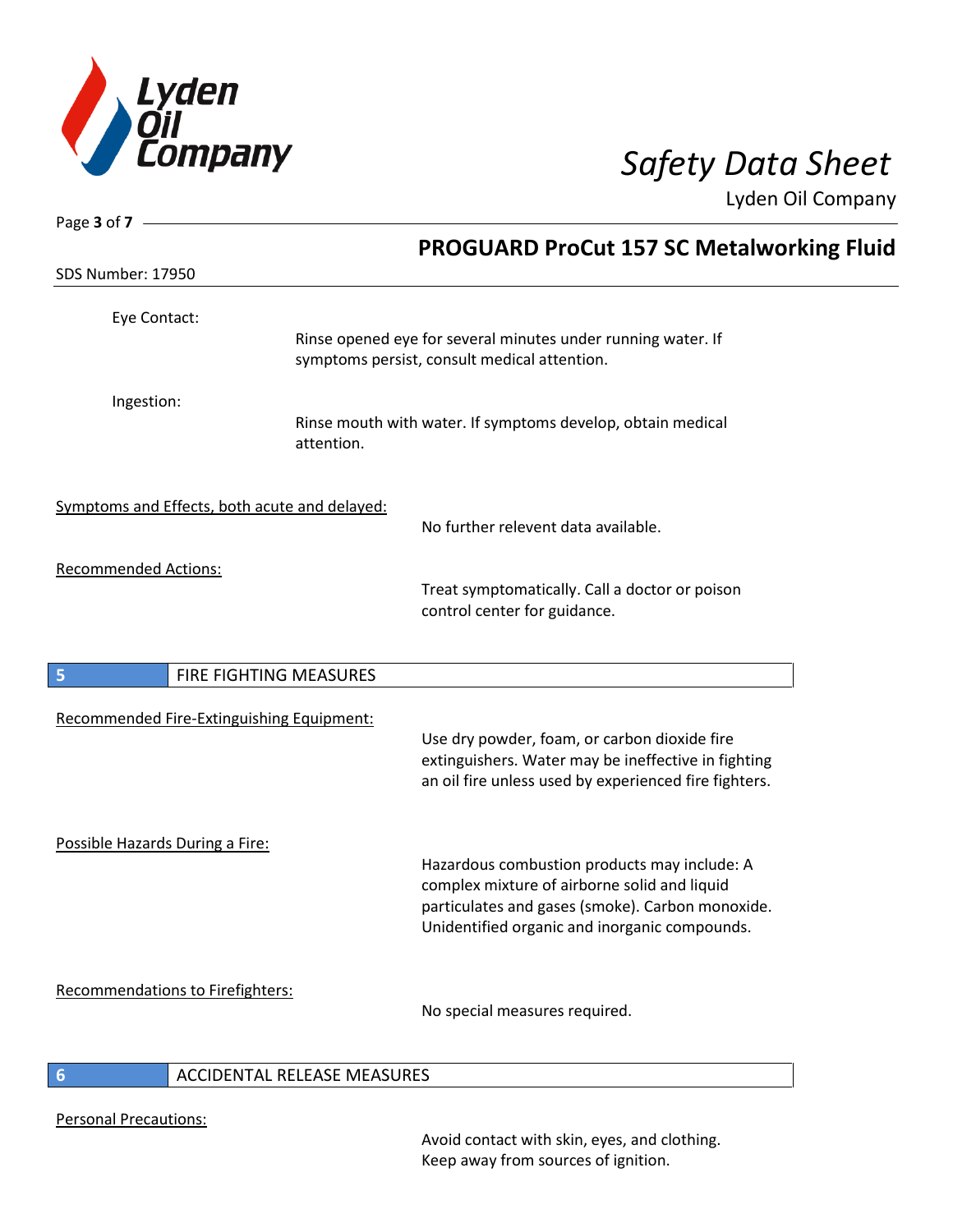Eye Contact:

Rinse opened eye for several minutes under running water. If symptoms persist, consult medical attention.

Ingestion:

Rinse mouth with water. If symptoms develop, obtain medical attention.

Symptoms and Effects, both acute and delayed:

No further relevent data available.

Recommended Actions:

Treat symptomatically. Call a doctor or poison control center for guidance.

## 5 FIRE FIGHTING MEASURES

Recommended Fire-Extinguishing Equipment:

Use dry powder, foam, or carbon dioxide fire extinguishers. Water may be ineffective in fighting an oil fire unless used by experienced fire fighters.

Possible Hazards During a Fire:

Hazardous combustion products may include: A complex mixture of airborne solid and liquid particulates and gases (smoke). Carbon monoxide. Unidentified organic and inorganic compounds.

Recommendations to Firefighters:

No special measures required.

## 6 ACCIDENTAL RELEASE MEASURES

Personal Precautions:

Avoid contact with skin, eyes, and clothing. Keep away from sources of ignition.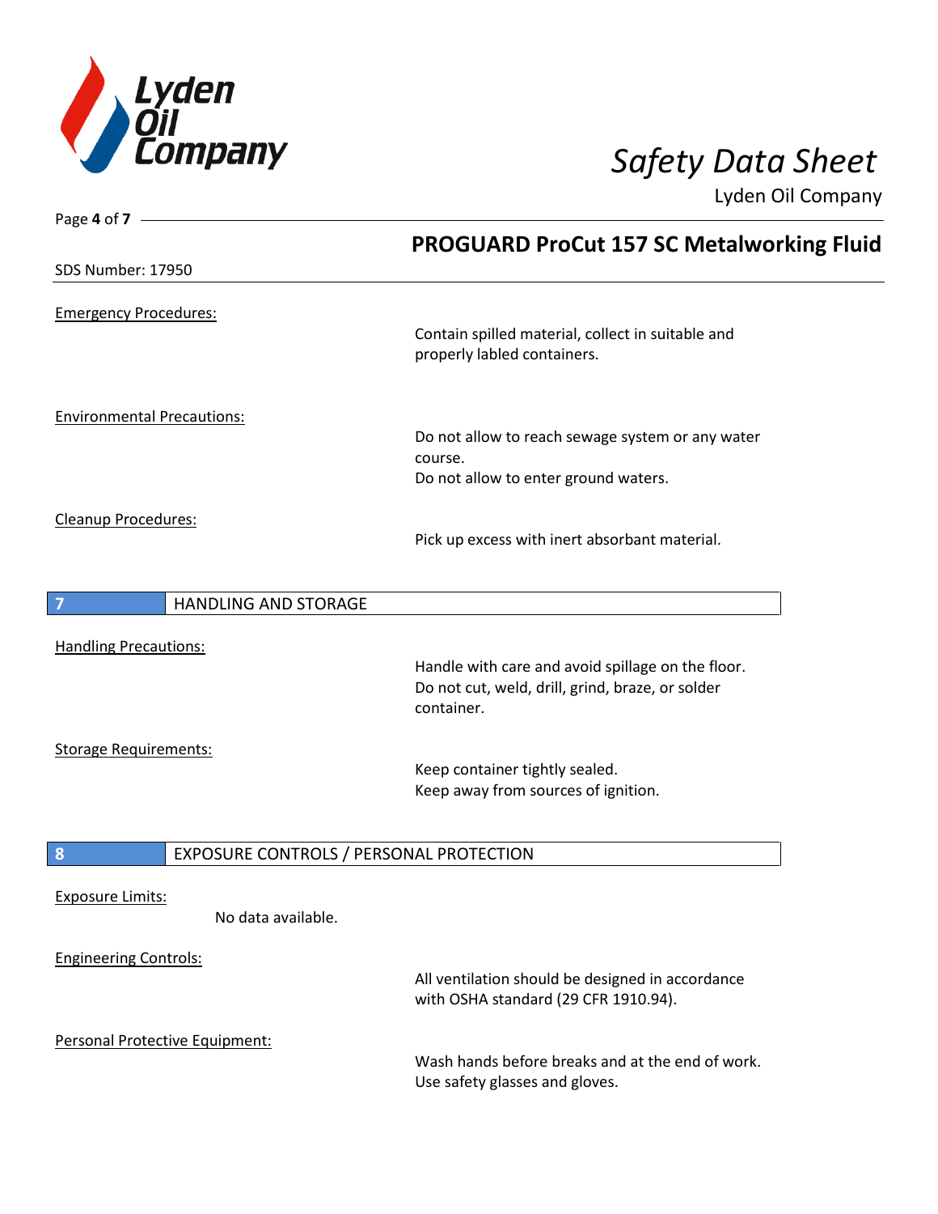Emergency Procedures:

Contain spilled material, collect in suitable and properly labled containers.

Environmental Precautions:

Do not allow to reach sewage system or any water course.
Do not allow to enter ground waters.

Cleanup Procedures:

Pick up excess with inert absorbant material.

## 7 HANDLING AND STORAGE

Handling Precautions:

Handle with care and avoid spillage on the floor.
Do not cut, weld, drill, grind, braze, or solder container.

Storage Requirements:

Keep container tightly sealed.
Keep away from sources of ignition.

## 8 EXPOSURE CONTROLS / PERSONAL PROTECTION

Exposure Limits:

No data available.

Engineering Controls:

All ventilation should be designed in accordance with OSHA standard (29 CFR 1910.94).

Personal Protective Equipment:

Wash hands before breaks and at the end of work.
Use safety glasses and gloves.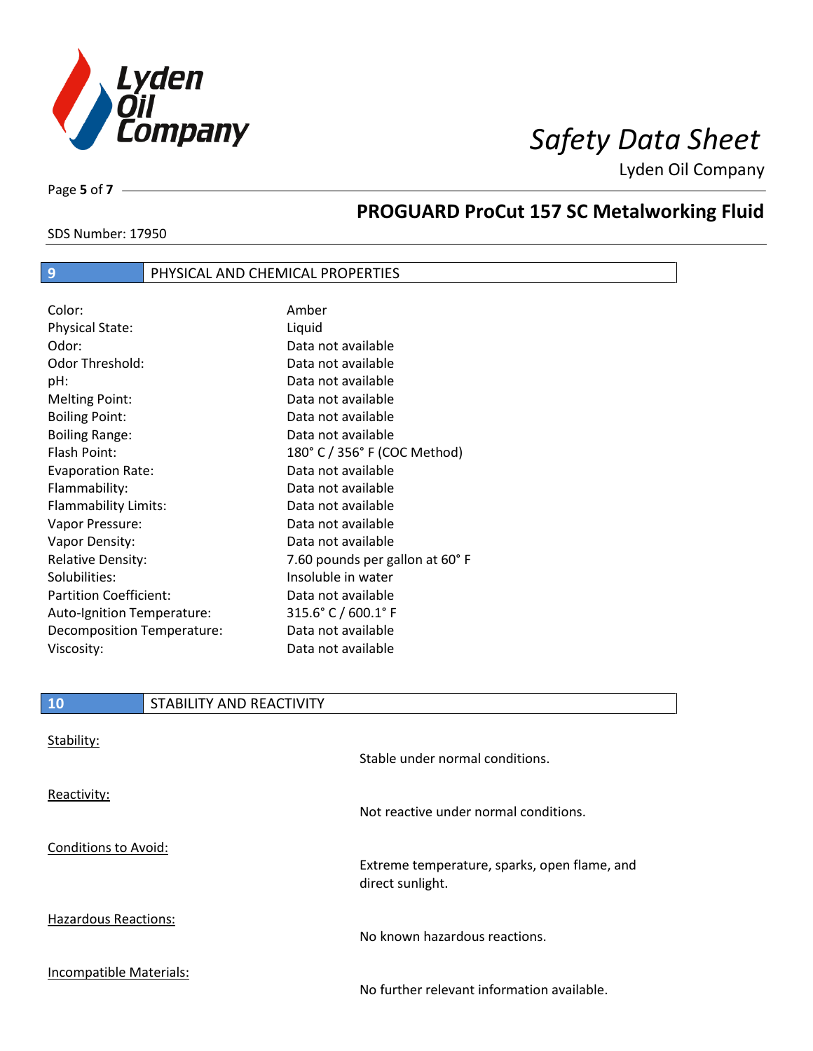## 9 PHYSICAL AND CHEMICAL PROPERTIES

| | |
|---|---|
| Color: | Amber |
| Physical State: | Liquid |
| Odor: | Data not available |
| Odor Threshold: | Data not available |
| pH: | Data not available |
| Melting Point: | Data not available |
| Boiling Point: | Data not available |
| Boiling Range: | Data not available |
| Flash Point: | 180° C / 356° F (COC Method) |
| Evaporation Rate: | Data not available |
| Flammability: | Data not available |
| Flammability Limits: | Data not available |
| Vapor Pressure: | Data not available |
| Vapor Density: | Data not available |
| Relative Density: | 7.60 pounds per gallon at 60° F |
| Solubilities: | Insoluble in water |
| Partition Coefficient: | Data not available |
| Auto-Ignition Temperature: | 315.6° C / 600.1° F |
| Decomposition Temperature: | Data not available |
| Viscosity: | Data not available |

## 10 STABILITY AND REACTIVITY

Stability:

Stable under normal conditions.

Reactivity:

Not reactive under normal conditions.

Conditions to Avoid:

Extreme temperature, sparks, open flame, and direct sunlight.

Hazardous Reactions:

No known hazardous reactions.

Incompatible Materials:

No further relevant information available.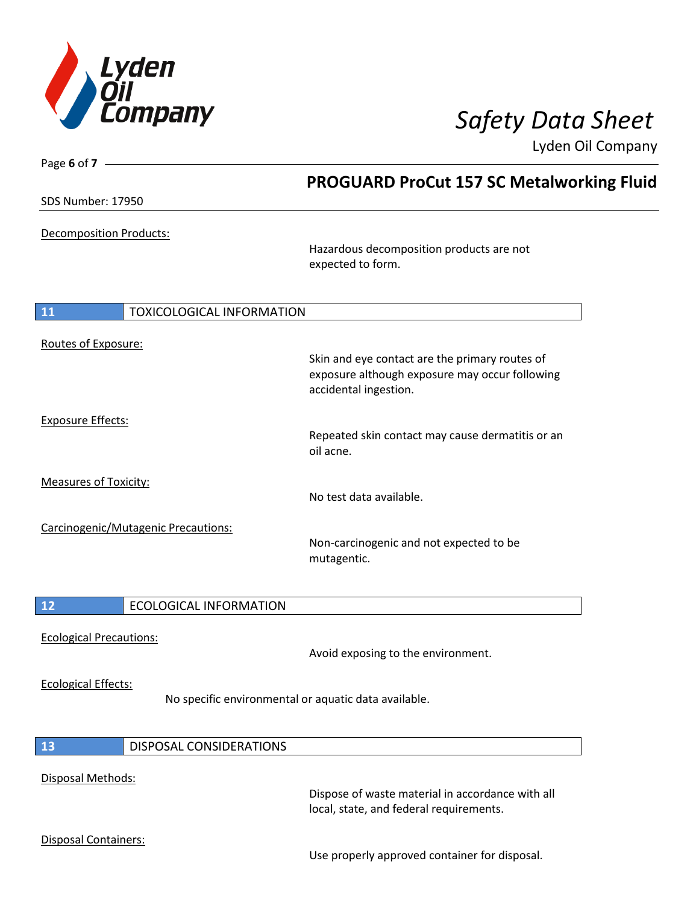Decomposition Products:

Hazardous decomposition products are not expected to form.

## 11 TOXICOLOGICAL INFORMATION

Routes of Exposure:

Skin and eye contact are the primary routes of exposure although exposure may occur following accidental ingestion.

Exposure Effects:

Repeated skin contact may cause dermatitis or an oil acne.

Measures of Toxicity:

No test data available.

Carcinogenic/Mutagenic Precautions:

Non-carcinogenic and not expected to be mutagentic.

## 12 ECOLOGICAL INFORMATION

Ecological Precautions:

Avoid exposing to the environment.

Ecological Effects:

No specific environmental or aquatic data available.

## 13 DISPOSAL CONSIDERATIONS

Disposal Methods:

Dispose of waste material in accordance with all local, state, and federal requirements.

Disposal Containers:

Use properly approved container for disposal.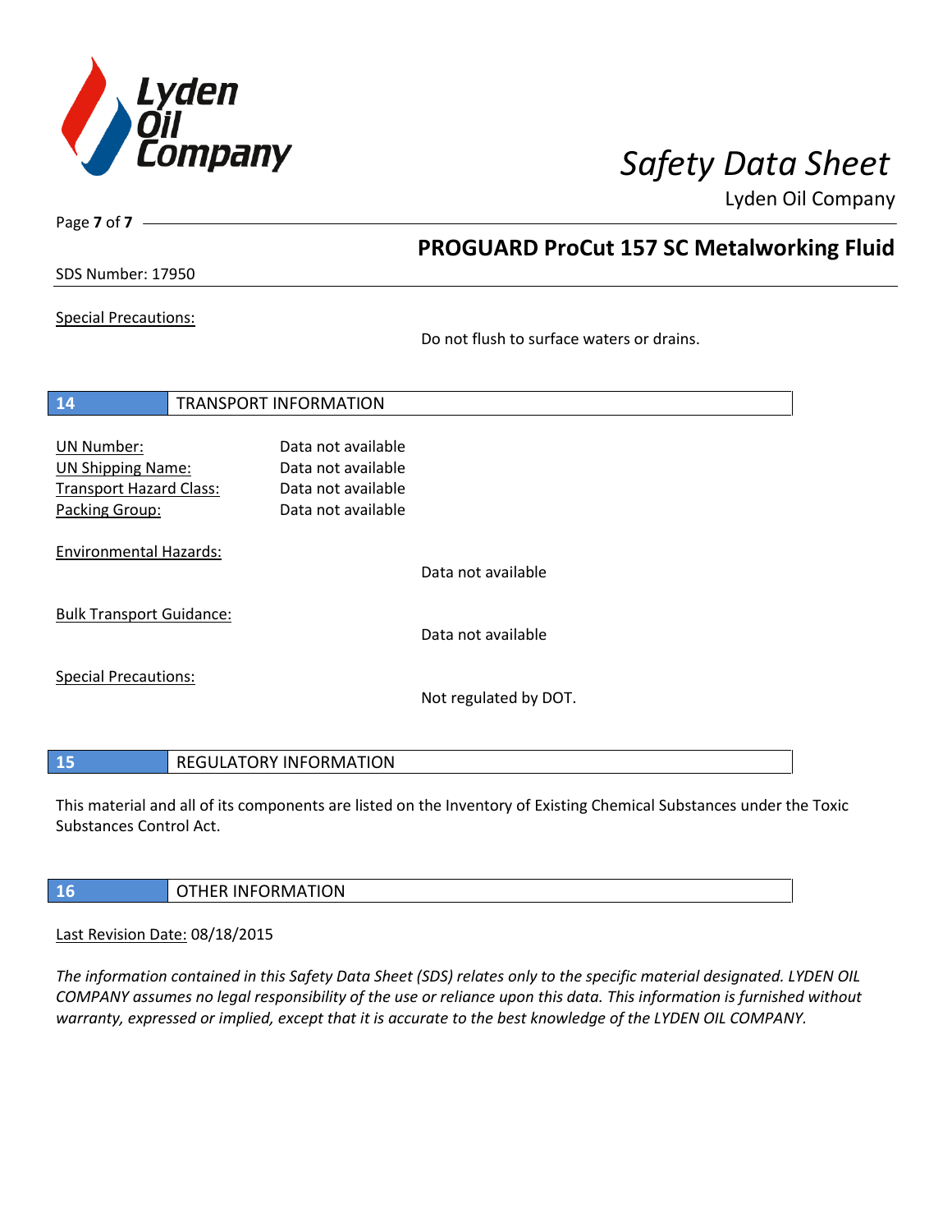Special Precautions:

Do not flush to surface waters or drains.

## 14 TRANSPORT INFORMATION

| | |
|---|---|
| UN Number: | Data not available |
| UN Shipping Name: | Data not available |
| Transport Hazard Class: | Data not available |
| Packing Group: | Data not available |

Environmental Hazards:

Data not available

Bulk Transport Guidance:

Data not available

Special Precautions:

Not regulated by DOT.

## 15 REGULATORY INFORMATION

This material and all of its components are listed on the Inventory of Existing Chemical Substances under the Toxic Substances Control Act.

## 16 OTHER INFORMATION

Last Revision Date: 08/18/2015

*The information contained in this Safety Data Sheet (SDS) relates only to the specific material designated. LYDEN OIL COMPANY assumes no legal responsibility of the use or reliance upon this data. This information is furnished without warranty, expressed or implied, except that it is accurate to the best knowledge of the LYDEN OIL COMPANY.*